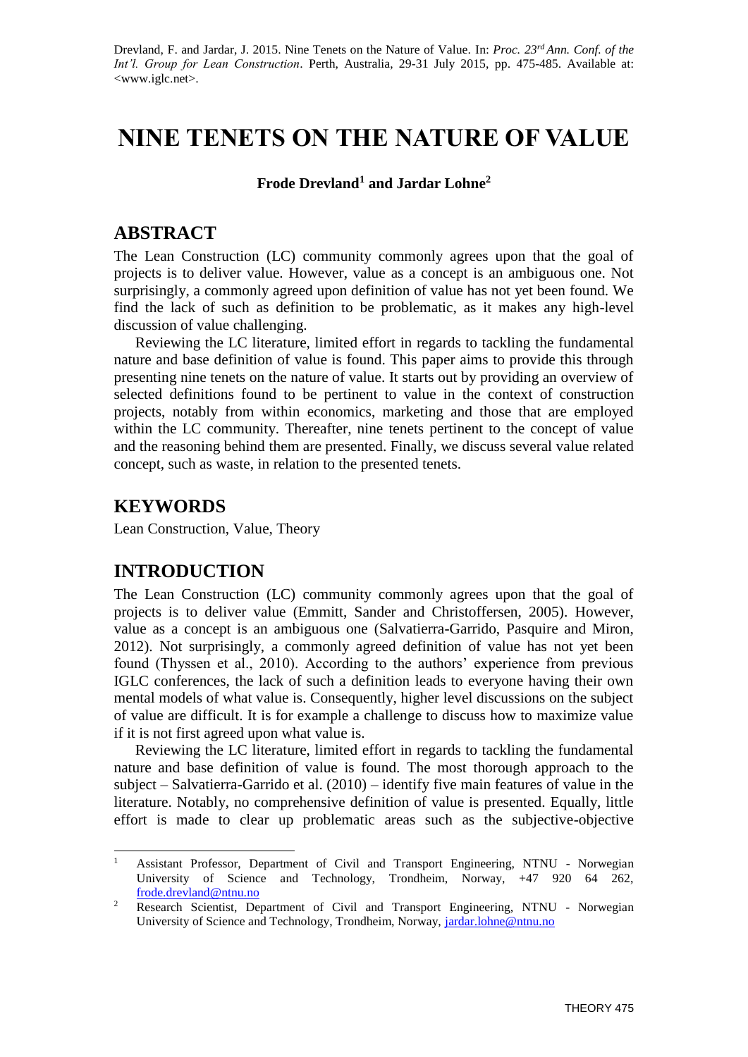Drevland, F. and Jardar, J. 2015. Nine Tenets on the Nature of Value. In: *Proc. 23rd Ann. Conf. of the Int'l. Group for Lean Construction*. Perth, Australia, 29-31 July 2015, pp. 475-485. Available at: <www.iglc.net>.

# NINE TENETS ON THE NATURE OF VALUE

**Frode Drevland[1] and Jardar Lohne[2]**

## ABSTRACT

The Lean Construction (LC) community commonly agrees upon that the goal of projects is to deliver value. However, value as a concept is an ambiguous one. Not surprisingly, a commonly agreed upon definition of value has not yet been found. We find the lack of such as definition to be problematic, as it makes any high-level discussion of value challenging.

Reviewing the LC literature, limited effort in regards to tackling the fundamental nature and base definition of value is found. This paper aims to provide this through presenting nine tenets on the nature of value. It starts out by providing an overview of selected definitions found to be pertinent to value in the context of construction projects, notably from within economics, marketing and those that are employed within the LC community. Thereafter, nine tenets pertinent to the concept of value and the reasoning behind them are presented. Finally, we discuss several value related concept, such as waste, in relation to the presented tenets.

## KEYWORDS

Lean Construction, Value, Theory

## INTRODUCTION

The Lean Construction (LC) community commonly agrees upon that the goal of projects is to deliver value (Emmitt, Sander and Christoffersen, 2005). However, value as a concept is an ambiguous one (Salvatierra-Garrido, Pasquire and Miron, 2012). Not surprisingly, a commonly agreed definition of value has not yet been found (Thyssen et al., 2010). According to the authors' experience from previous IGLC conferences, the lack of such a definition leads to everyone having their own mental models of what value is. Consequently, higher level discussions on the subject of value are difficult. It is for example a challenge to discuss how to maximize value if it is not first agreed upon what value is.

Reviewing the LC literature, limited effort in regards to tackling the fundamental nature and base definition of value is found. The most thorough approach to the subject – Salvatierra-Garrido et al. (2010) – identify five main features of value in the literature. Notably, no comprehensive definition of value is presented. Equally, little effort is made to clear up problematic areas such as the subjective-objective

---

[1] Assistant Professor, Department of Civil and Transport Engineering, NTNU - Norwegian University of Science and Technology, Trondheim, Norway, +47 920 64 262, frode.drevland@ntnu.no

[2] Research Scientist, Department of Civil and Transport Engineering, NTNU - Norwegian University of Science and Technology, Trondheim, Norway, jardar.lohne@ntnu.no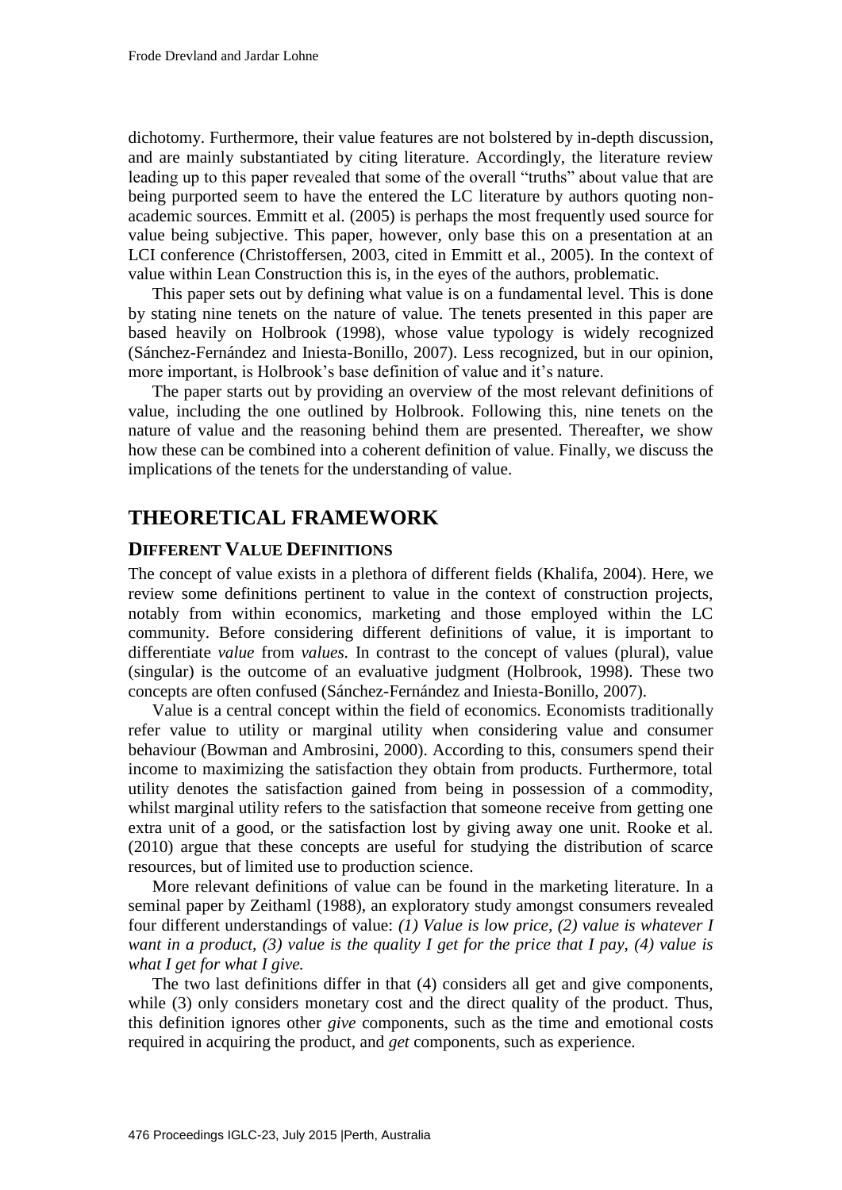dichotomy. Furthermore, their value features are not bolstered by in-depth discussion, and are mainly substantiated by citing literature. Accordingly, the literature review leading up to this paper revealed that some of the overall "truths" about value that are being purported seem to have the entered the LC literature by authors quoting non-academic sources. Emmitt et al. (2005) is perhaps the most frequently used source for value being subjective. This paper, however, only base this on a presentation at an LCI conference (Christoffersen, 2003, cited in Emmitt et al., 2005). In the context of value within Lean Construction this is, in the eyes of the authors, problematic.

This paper sets out by defining what value is on a fundamental level. This is done by stating nine tenets on the nature of value. The tenets presented in this paper are based heavily on Holbrook (1998), whose value typology is widely recognized (Sánchez-Fernández and Iniesta-Bonillo, 2007). Less recognized, but in our opinion, more important, is Holbrook's base definition of value and it's nature.

The paper starts out by providing an overview of the most relevant definitions of value, including the one outlined by Holbrook. Following this, nine tenets on the nature of value and the reasoning behind them are presented. Thereafter, we show how these can be combined into a coherent definition of value. Finally, we discuss the implications of the tenets for the understanding of value.

# THEORETICAL FRAMEWORK

## DIFFERENT VALUE DEFINITIONS

The concept of value exists in a plethora of different fields (Khalifa, 2004). Here, we review some definitions pertinent to value in the context of construction projects, notably from within economics, marketing and those employed within the LC community. Before considering different definitions of value, it is important to differentiate *value* from *values*. In contrast to the concept of values (plural), value (singular) is the outcome of an evaluative judgment (Holbrook, 1998). These two concepts are often confused (Sánchez-Fernández and Iniesta-Bonillo, 2007).

Value is a central concept within the field of economics. Economists traditionally refer value to utility or marginal utility when considering value and consumer behaviour (Bowman and Ambrosini, 2000). According to this, consumers spend their income to maximizing the satisfaction they obtain from products. Furthermore, total utility denotes the satisfaction gained from being in possession of a commodity, whilst marginal utility refers to the satisfaction that someone receive from getting one extra unit of a good, or the satisfaction lost by giving away one unit. Rooke et al. (2010) argue that these concepts are useful for studying the distribution of scarce resources, but of limited use to production science.

More relevant definitions of value can be found in the marketing literature. In a seminal paper by Zeithaml (1988), an exploratory study amongst consumers revealed four different understandings of value: *(1) Value is low price, (2) value is whatever I want in a product, (3) value is the quality I get for the price that I pay, (4) value is what I get for what I give.*

The two last definitions differ in that (4) considers all get and give components, while (3) only considers monetary cost and the direct quality of the product. Thus, this definition ignores other *give* components, such as the time and emotional costs required in acquiring the product, and *get* components, such as experience.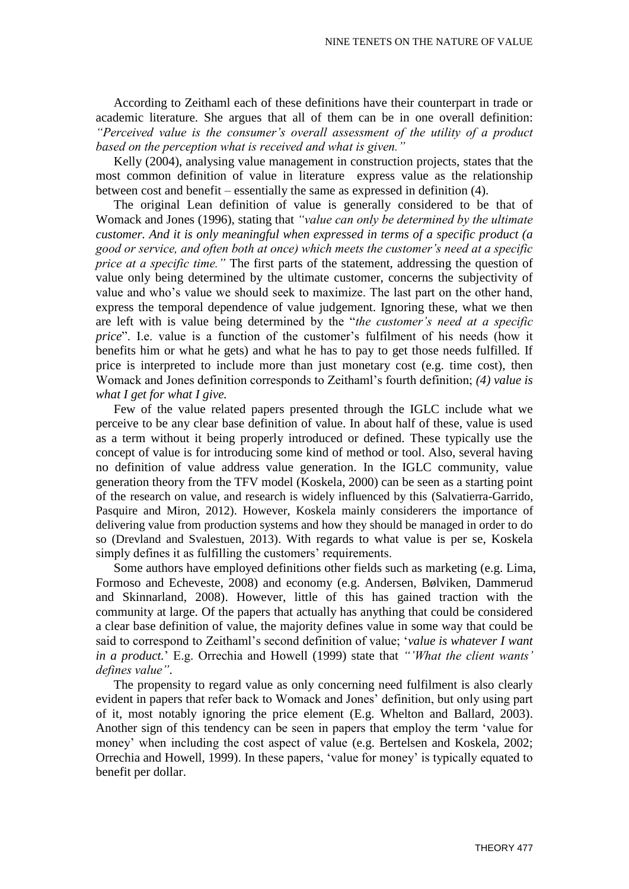According to Zeithaml each of these definitions have their counterpart in trade or academic literature. She argues that all of them can be in one overall definition: *"Perceived value is the consumer's overall assessment of the utility of a product based on the perception what is received and what is given."*

Kelly (2004), analysing value management in construction projects, states that the most common definition of value in literature express value as the relationship between cost and benefit – essentially the same as expressed in definition (4).

The original Lean definition of value is generally considered to be that of Womack and Jones (1996), stating that *"value can only be determined by the ultimate customer. And it is only meaningful when expressed in terms of a specific product (a good or service, and often both at once) which meets the customer's need at a specific price at a specific time."* The first parts of the statement, addressing the question of value only being determined by the ultimate customer, concerns the subjectivity of value and who's value we should seek to maximize. The last part on the other hand, express the temporal dependence of value judgement. Ignoring these, what we then are left with is value being determined by the "*the customer's need at a specific price*". I.e. value is a function of the customer's fulfilment of his needs (how it benefits him or what he gets) and what he has to pay to get those needs fulfilled. If price is interpreted to include more than just monetary cost (e.g. time cost), then Womack and Jones definition corresponds to Zeithaml's fourth definition; *(4) value is what I get for what I give.*

Few of the value related papers presented through the IGLC include what we perceive to be any clear base definition of value. In about half of these, value is used as a term without it being properly introduced or defined. These typically use the concept of value is for introducing some kind of method or tool. Also, several having no definition of value address value generation. In the IGLC community, value generation theory from the TFV model (Koskela, 2000) can be seen as a starting point of the research on value, and research is widely influenced by this (Salvatierra-Garrido, Pasquire and Miron, 2012). However, Koskela mainly considerers the importance of delivering value from production systems and how they should be managed in order to do so (Drevland and Svalestuen, 2013). With regards to what value is per se, Koskela simply defines it as fulfilling the customers' requirements.

Some authors have employed definitions other fields such as marketing (e.g. Lima, Formoso and Echeveste, 2008) and economy (e.g. Andersen, Bølviken, Dammerud and Skinnarland, 2008). However, little of this has gained traction with the community at large. Of the papers that actually has anything that could be considered a clear base definition of value, the majority defines value in some way that could be said to correspond to Zeithaml's second definition of value; '*value is whatever I want in a product.*' E.g. Orrechia and Howell (1999) state that *"'What the client wants' defines value"*.

The propensity to regard value as only concerning need fulfilment is also clearly evident in papers that refer back to Womack and Jones' definition, but only using part of it, most notably ignoring the price element (E.g. Whelton and Ballard, 2003). Another sign of this tendency can be seen in papers that employ the term 'value for money' when including the cost aspect of value (e.g. Bertelsen and Koskela, 2002; Orrechia and Howell, 1999). In these papers, 'value for money' is typically equated to benefit per dollar.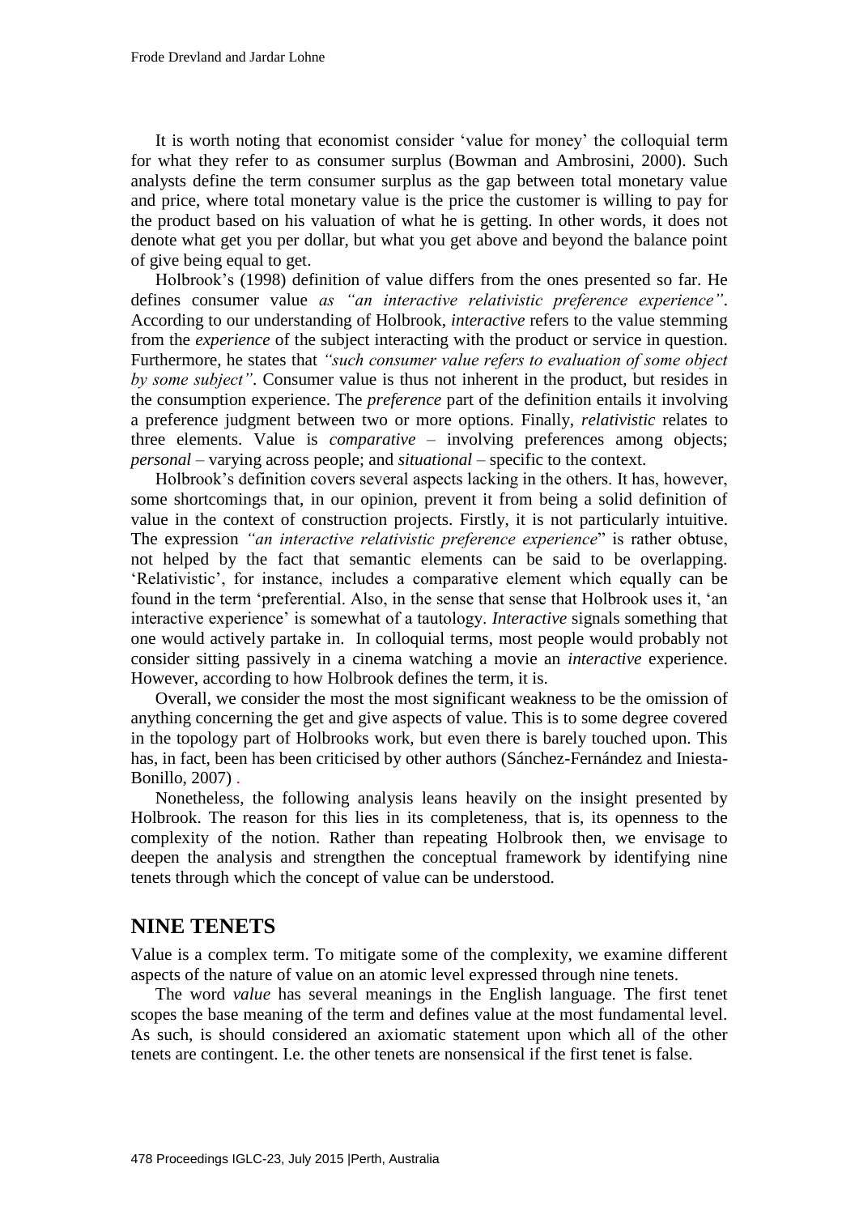It is worth noting that economist consider 'value for money' the colloquial term for what they refer to as consumer surplus (Bowman and Ambrosini, 2000). Such analysts define the term consumer surplus as the gap between total monetary value and price, where total monetary value is the price the customer is willing to pay for the product based on his valuation of what he is getting. In other words, it does not denote what get you per dollar, but what you get above and beyond the balance point of give being equal to get.

Holbrook's (1998) definition of value differs from the ones presented so far. He defines consumer value *as "an interactive relativistic preference experience"*. According to our understanding of Holbrook, *interactive* refers to the value stemming from the *experience* of the subject interacting with the product or service in question. Furthermore, he states that *"such consumer value refers to evaluation of some object by some subject"*. Consumer value is thus not inherent in the product, but resides in the consumption experience. The *preference* part of the definition entails it involving a preference judgment between two or more options. Finally, *relativistic* relates to three elements. Value is *comparative* – involving preferences among objects; *personal* – varying across people; and *situational* – specific to the context.

Holbrook's definition covers several aspects lacking in the others. It has, however, some shortcomings that, in our opinion, prevent it from being a solid definition of value in the context of construction projects. Firstly, it is not particularly intuitive. The expression *"an interactive relativistic preference experience*" is rather obtuse, not helped by the fact that semantic elements can be said to be overlapping. 'Relativistic', for instance, includes a comparative element which equally can be found in the term 'preferential. Also, in the sense that sense that Holbrook uses it, 'an interactive experience' is somewhat of a tautology. *Interactive* signals something that one would actively partake in. In colloquial terms, most people would probably not consider sitting passively in a cinema watching a movie an *interactive* experience. However, according to how Holbrook defines the term, it is.

Overall, we consider the most the most significant weakness to be the omission of anything concerning the get and give aspects of value. This is to some degree covered in the topology part of Holbrooks work, but even there is barely touched upon. This has, in fact, been has been criticised by other authors (Sánchez-Fernández and Iniesta-Bonillo, 2007) .

Nonetheless, the following analysis leans heavily on the insight presented by Holbrook. The reason for this lies in its completeness, that is, its openness to the complexity of the notion. Rather than repeating Holbrook then, we envisage to deepen the analysis and strengthen the conceptual framework by identifying nine tenets through which the concept of value can be understood.

## NINE TENETS

Value is a complex term. To mitigate some of the complexity, we examine different aspects of the nature of value on an atomic level expressed through nine tenets.

The word *value* has several meanings in the English language. The first tenet scopes the base meaning of the term and defines value at the most fundamental level. As such, is should considered an axiomatic statement upon which all of the other tenets are contingent. I.e. the other tenets are nonsensical if the first tenet is false.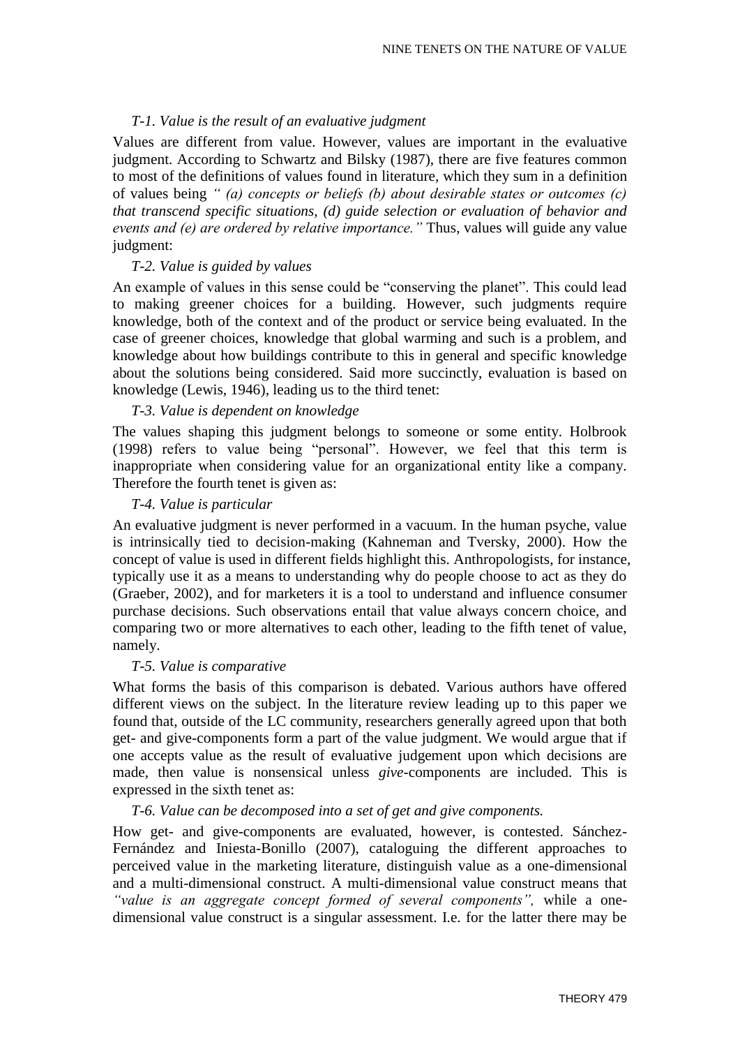*T-1. Value is the result of an evaluative judgment*

Values are different from value. However, values are important in the evaluative judgment. According to Schwartz and Bilsky (1987), there are five features common to most of the definitions of values found in literature, which they sum in a definition of values being *" (a) concepts or beliefs (b) about desirable states or outcomes (c) that transcend specific situations, (d) guide selection or evaluation of behavior and events and (e) are ordered by relative importance."* Thus, values will guide any value judgment:

*T-2. Value is guided by values*

An example of values in this sense could be "conserving the planet". This could lead to making greener choices for a building. However, such judgments require knowledge, both of the context and of the product or service being evaluated. In the case of greener choices, knowledge that global warming and such is a problem, and knowledge about how buildings contribute to this in general and specific knowledge about the solutions being considered. Said more succinctly, evaluation is based on knowledge (Lewis, 1946), leading us to the third tenet:

*T-3. Value is dependent on knowledge*

The values shaping this judgment belongs to someone or some entity. Holbrook (1998) refers to value being "personal". However, we feel that this term is inappropriate when considering value for an organizational entity like a company. Therefore the fourth tenet is given as:

*T-4. Value is particular*

An evaluative judgment is never performed in a vacuum. In the human psyche, value is intrinsically tied to decision-making (Kahneman and Tversky, 2000). How the concept of value is used in different fields highlight this. Anthropologists, for instance, typically use it as a means to understanding why do people choose to act as they do (Graeber, 2002), and for marketers it is a tool to understand and influence consumer purchase decisions. Such observations entail that value always concern choice, and comparing two or more alternatives to each other, leading to the fifth tenet of value, namely.

*T-5. Value is comparative*

What forms the basis of this comparison is debated. Various authors have offered different views on the subject. In the literature review leading up to this paper we found that, outside of the LC community, researchers generally agreed upon that both get- and give-components form a part of the value judgment. We would argue that if one accepts value as the result of evaluative judgement upon which decisions are made, then value is nonsensical unless *give*-components are included. This is expressed in the sixth tenet as:

*T-6. Value can be decomposed into a set of get and give components.*

How get- and give-components are evaluated, however, is contested. Sánchez-Fernández and Iniesta-Bonillo (2007), cataloguing the different approaches to perceived value in the marketing literature, distinguish value as a one-dimensional and a multi-dimensional construct. A multi-dimensional value construct means that *"value is an aggregate concept formed of several components",* while a one-dimensional value construct is a singular assessment. I.e. for the latter there may be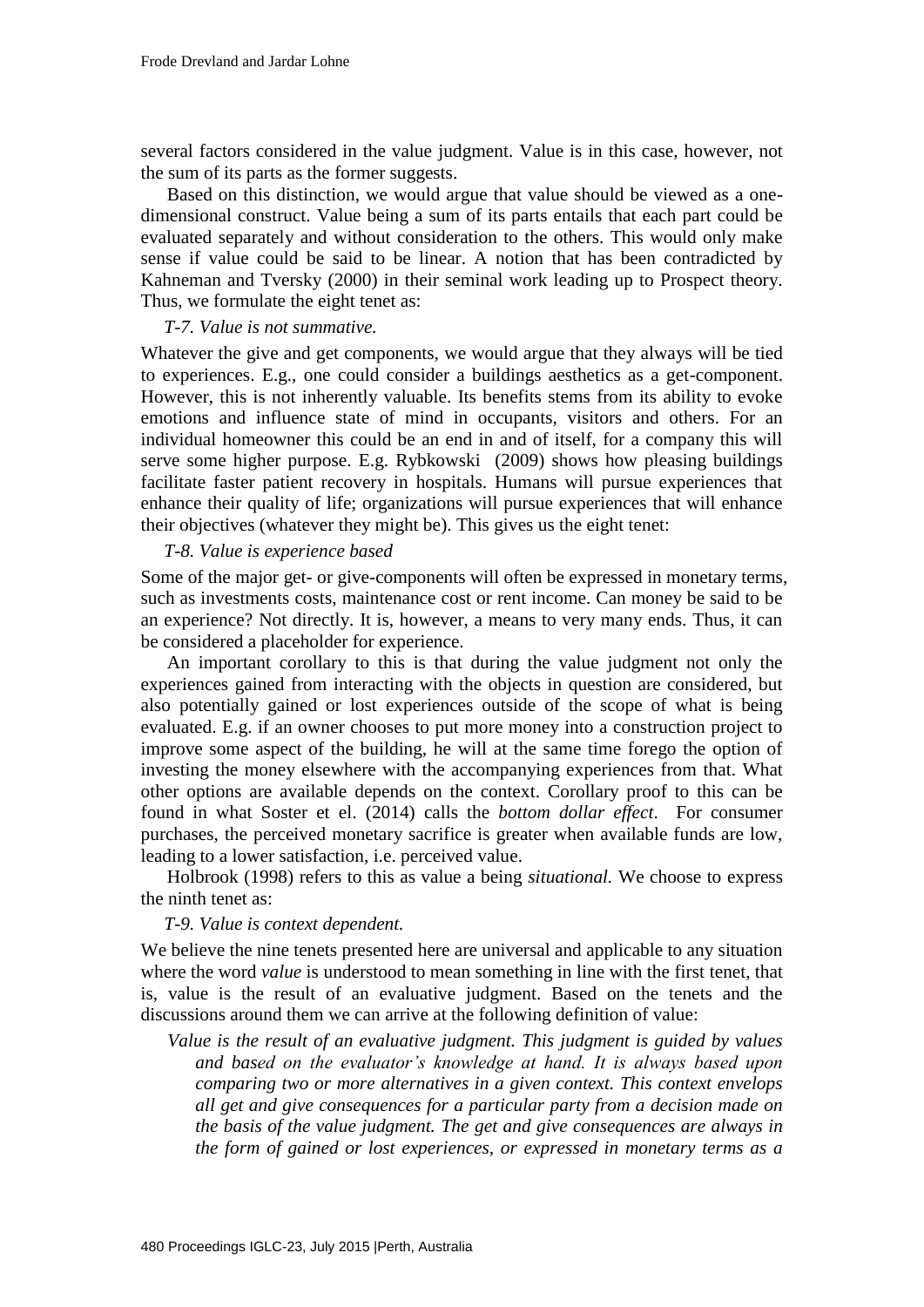several factors considered in the value judgment. Value is in this case, however, not the sum of its parts as the former suggests.

Based on this distinction, we would argue that value should be viewed as a one-dimensional construct. Value being a sum of its parts entails that each part could be evaluated separately and without consideration to the others. This would only make sense if value could be said to be linear. A notion that has been contradicted by Kahneman and Tversky (2000) in their seminal work leading up to Prospect theory. Thus, we formulate the eight tenet as:

*T-7. Value is not summative.*

Whatever the give and get components, we would argue that they always will be tied to experiences. E.g., one could consider a buildings aesthetics as a get-component. However, this is not inherently valuable. Its benefits stems from its ability to evoke emotions and influence state of mind in occupants, visitors and others. For an individual homeowner this could be an end in and of itself, for a company this will serve some higher purpose. E.g. Rybkowski (2009) shows how pleasing buildings facilitate faster patient recovery in hospitals. Humans will pursue experiences that enhance their quality of life; organizations will pursue experiences that will enhance their objectives (whatever they might be). This gives us the eight tenet:

*T-8. Value is experience based*

Some of the major get- or give-components will often be expressed in monetary terms, such as investments costs, maintenance cost or rent income. Can money be said to be an experience? Not directly. It is, however, a means to very many ends. Thus, it can be considered a placeholder for experience.

An important corollary to this is that during the value judgment not only the experiences gained from interacting with the objects in question are considered, but also potentially gained or lost experiences outside of the scope of what is being evaluated. E.g. if an owner chooses to put more money into a construction project to improve some aspect of the building, he will at the same time forego the option of investing the money elsewhere with the accompanying experiences from that. What other options are available depends on the context. Corollary proof to this can be found in what Soster et el. (2014) calls the *bottom dollar effect*. For consumer purchases, the perceived monetary sacrifice is greater when available funds are low, leading to a lower satisfaction, i.e. perceived value.

Holbrook (1998) refers to this as value a being *situational.* We choose to express the ninth tenet as:

*T-9. Value is context dependent.*

We believe the nine tenets presented here are universal and applicable to any situation where the word *value* is understood to mean something in line with the first tenet, that is, value is the result of an evaluative judgment. Based on the tenets and the discussions around them we can arrive at the following definition of value:

> *Value is the result of an evaluative judgment. This judgment is guided by values and based on the evaluator's knowledge at hand. It is always based upon comparing two or more alternatives in a given context. This context envelops all get and give consequences for a particular party from a decision made on the basis of the value judgment. The get and give consequences are always in the form of gained or lost experiences, or expressed in monetary terms as a*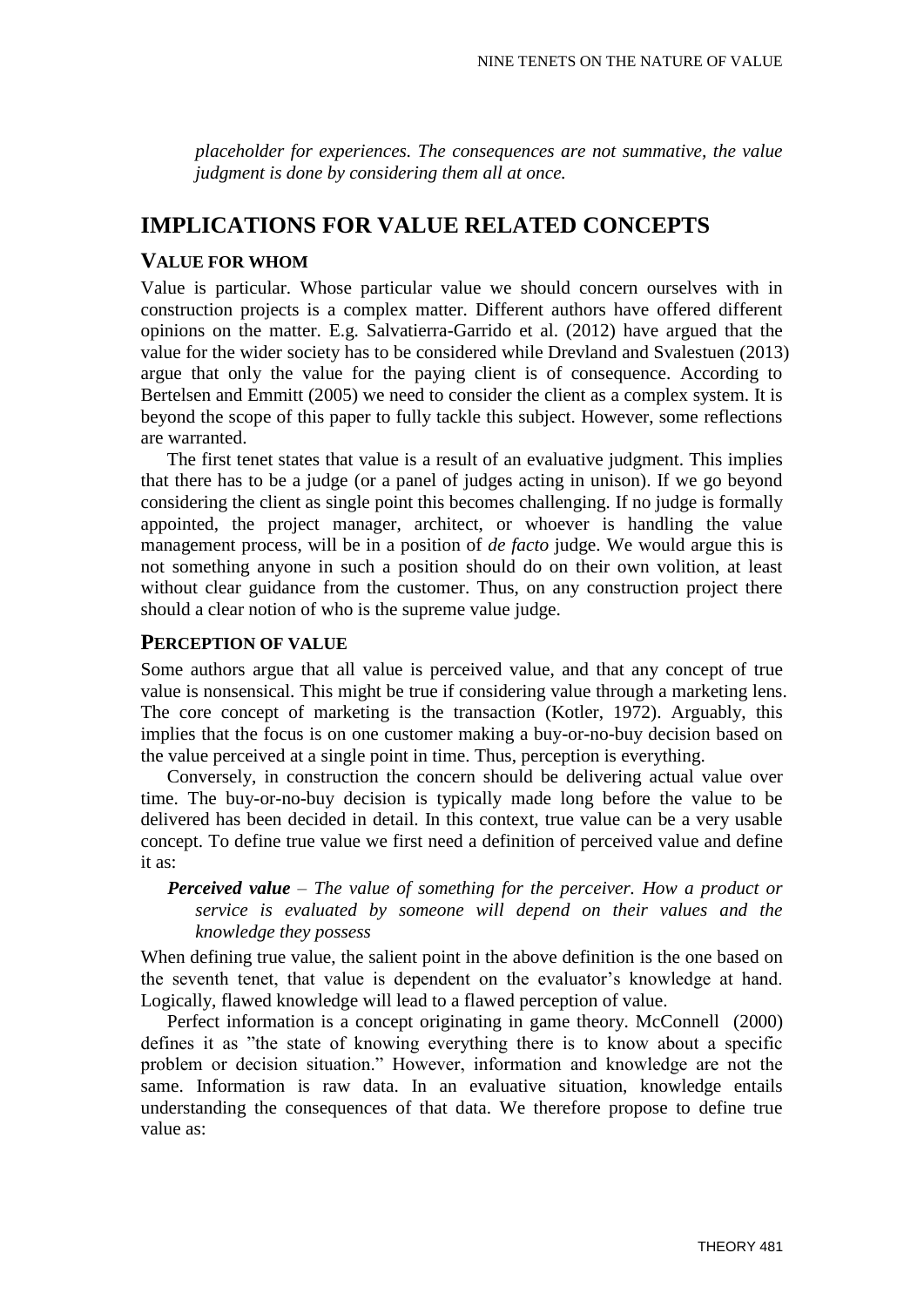*placeholder for experiences. The consequences are not summative, the value judgment is done by considering them all at once.*

## IMPLICATIONS FOR VALUE RELATED CONCEPTS

### VALUE FOR WHOM

Value is particular. Whose particular value we should concern ourselves with in construction projects is a complex matter. Different authors have offered different opinions on the matter. E.g. Salvatierra-Garrido et al. (2012) have argued that the value for the wider society has to be considered while Drevland and Svalestuen (2013) argue that only the value for the paying client is of consequence. According to Bertelsen and Emmitt (2005) we need to consider the client as a complex system. It is beyond the scope of this paper to fully tackle this subject. However, some reflections are warranted.

The first tenet states that value is a result of an evaluative judgment. This implies that there has to be a judge (or a panel of judges acting in unison). If we go beyond considering the client as single point this becomes challenging. If no judge is formally appointed, the project manager, architect, or whoever is handling the value management process, will be in a position of *de facto* judge. We would argue this is not something anyone in such a position should do on their own volition, at least without clear guidance from the customer. Thus, on any construction project there should a clear notion of who is the supreme value judge.

### PERCEPTION OF VALUE

Some authors argue that all value is perceived value, and that any concept of true value is nonsensical. This might be true if considering value through a marketing lens. The core concept of marketing is the transaction (Kotler, 1972). Arguably, this implies that the focus is on one customer making a buy-or-no-buy decision based on the value perceived at a single point in time. Thus, perception is everything.

Conversely, in construction the concern should be delivering actual value over time. The buy-or-no-buy decision is typically made long before the value to be delivered has been decided in detail. In this context, true value can be a very usable concept. To define true value we first need a definition of perceived value and define it as:

***Perceived value*** *– The value of something for the perceiver. How a product or service is evaluated by someone will depend on their values and the knowledge they possess*

When defining true value, the salient point in the above definition is the one based on the seventh tenet, that value is dependent on the evaluator's knowledge at hand. Logically, flawed knowledge will lead to a flawed perception of value.

Perfect information is a concept originating in game theory. McConnell (2000) defines it as "the state of knowing everything there is to know about a specific problem or decision situation." However, information and knowledge are not the same. Information is raw data. In an evaluative situation, knowledge entails understanding the consequences of that data. We therefore propose to define true value as: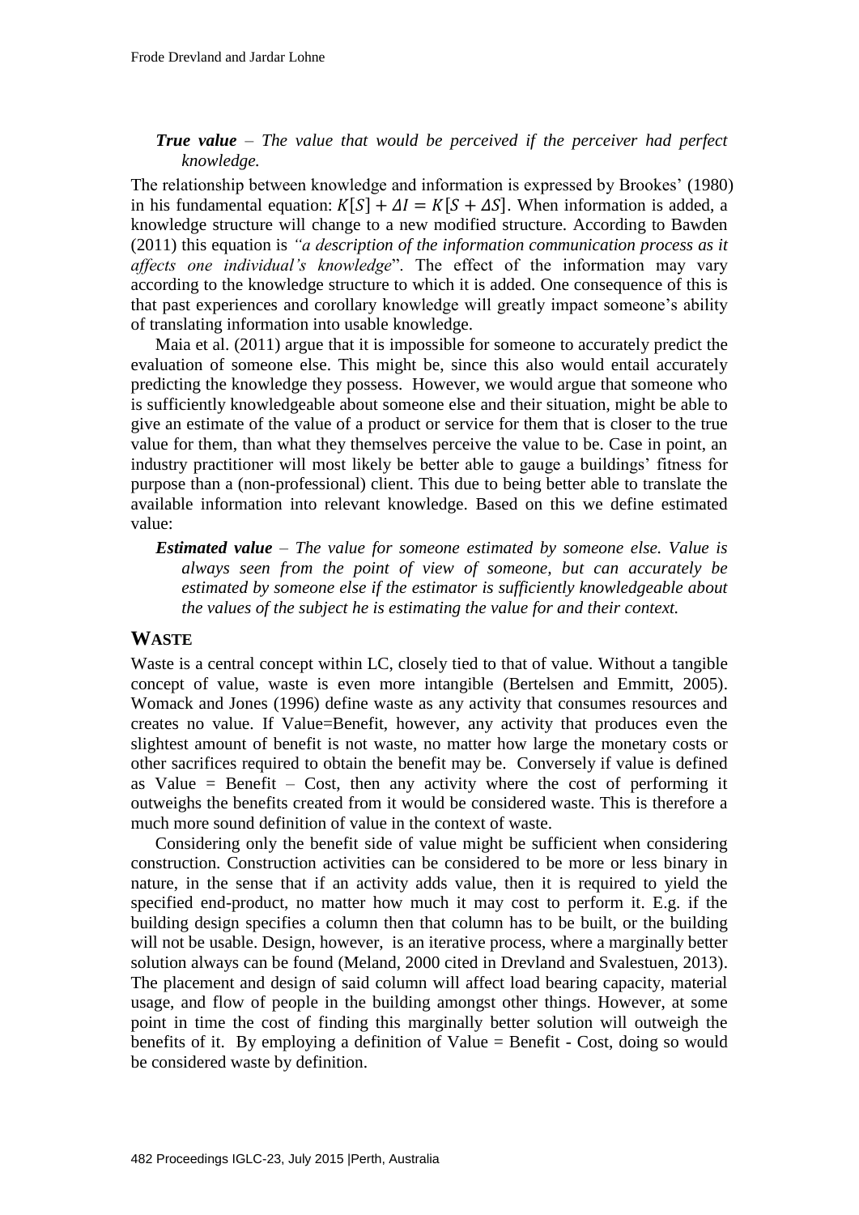***True value*** – *The value that would be perceived if the perceiver had perfect knowledge.*

The relationship between knowledge and information is expressed by Brookes' (1980) in his fundamental equation: $K[S] + \Delta I = K[S + \Delta S]$. When information is added, a knowledge structure will change to a new modified structure. According to Bawden (2011) this equation is *"a description of the information communication process as it affects one individual's knowledge*". The effect of the information may vary according to the knowledge structure to which it is added. One consequence of this is that past experiences and corollary knowledge will greatly impact someone's ability of translating information into usable knowledge.

Maia et al. (2011) argue that it is impossible for someone to accurately predict the evaluation of someone else. This might be, since this also would entail accurately predicting the knowledge they possess. However, we would argue that someone who is sufficiently knowledgeable about someone else and their situation, might be able to give an estimate of the value of a product or service for them that is closer to the true value for them, than what they themselves perceive the value to be. Case in point, an industry practitioner will most likely be better able to gauge a buildings' fitness for purpose than a (non-professional) client. This due to being better able to translate the available information into relevant knowledge. Based on this we define estimated value:

***Estimated value*** – *The value for someone estimated by someone else. Value is always seen from the point of view of someone, but can accurately be estimated by someone else if the estimator is sufficiently knowledgeable about the values of the subject he is estimating the value for and their context.*

## WASTE

Waste is a central concept within LC, closely tied to that of value. Without a tangible concept of value, waste is even more intangible (Bertelsen and Emmitt, 2005). Womack and Jones (1996) define waste as any activity that consumes resources and creates no value. If Value=Benefit, however, any activity that produces even the slightest amount of benefit is not waste, no matter how large the monetary costs or other sacrifices required to obtain the benefit may be. Conversely if value is defined as Value = Benefit – Cost, then any activity where the cost of performing it outweighs the benefits created from it would be considered waste. This is therefore a much more sound definition of value in the context of waste.

Considering only the benefit side of value might be sufficient when considering construction. Construction activities can be considered to be more or less binary in nature, in the sense that if an activity adds value, then it is required to yield the specified end-product, no matter how much it may cost to perform it. E.g. if the building design specifies a column then that column has to be built, or the building will not be usable. Design, however, is an iterative process, where a marginally better solution always can be found (Meland, 2000 cited in Drevland and Svalestuen, 2013). The placement and design of said column will affect load bearing capacity, material usage, and flow of people in the building amongst other things. However, at some point in time the cost of finding this marginally better solution will outweigh the benefits of it. By employing a definition of Value = Benefit - Cost, doing so would be considered waste by definition.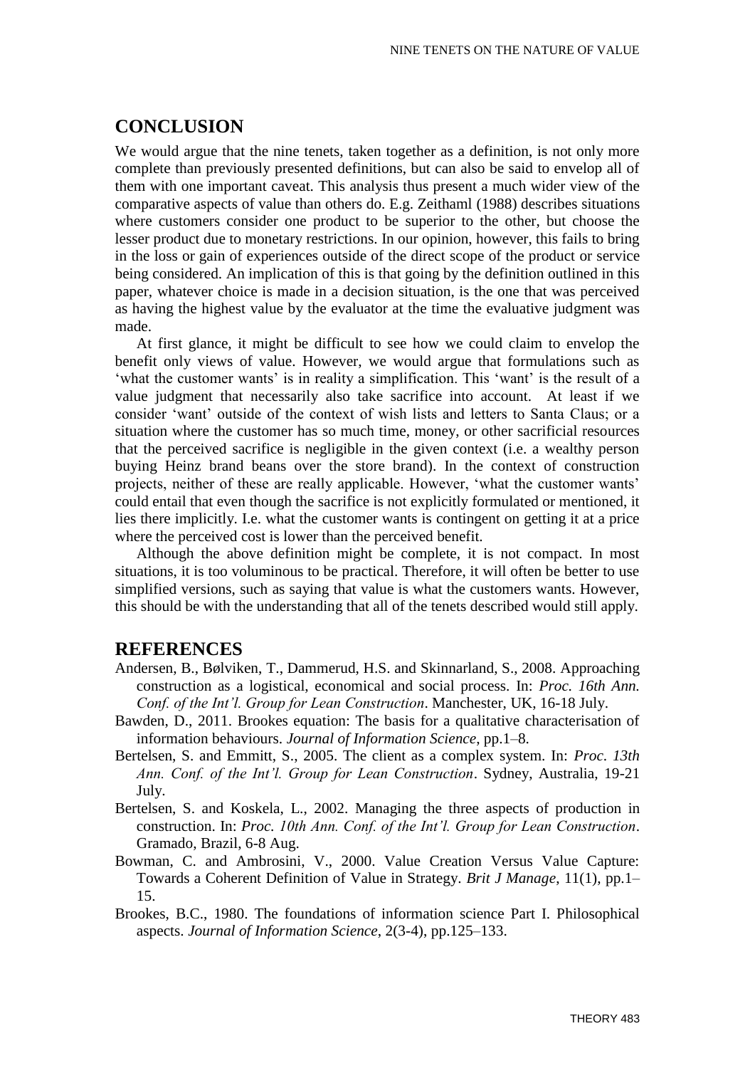## CONCLUSION

We would argue that the nine tenets, taken together as a definition, is not only more complete than previously presented definitions, but can also be said to envelop all of them with one important caveat. This analysis thus present a much wider view of the comparative aspects of value than others do. E.g. Zeithaml (1988) describes situations where customers consider one product to be superior to the other, but choose the lesser product due to monetary restrictions. In our opinion, however, this fails to bring in the loss or gain of experiences outside of the direct scope of the product or service being considered. An implication of this is that going by the definition outlined in this paper, whatever choice is made in a decision situation, is the one that was perceived as having the highest value by the evaluator at the time the evaluative judgment was made.

At first glance, it might be difficult to see how we could claim to envelop the benefit only views of value. However, we would argue that formulations such as 'what the customer wants' is in reality a simplification. This 'want' is the result of a value judgment that necessarily also take sacrifice into account. At least if we consider 'want' outside of the context of wish lists and letters to Santa Claus; or a situation where the customer has so much time, money, or other sacrificial resources that the perceived sacrifice is negligible in the given context (i.e. a wealthy person buying Heinz brand beans over the store brand). In the context of construction projects, neither of these are really applicable. However, 'what the customer wants' could entail that even though the sacrifice is not explicitly formulated or mentioned, it lies there implicitly. I.e. what the customer wants is contingent on getting it at a price where the perceived cost is lower than the perceived benefit.

Although the above definition might be complete, it is not compact. In most situations, it is too voluminous to be practical. Therefore, it will often be better to use simplified versions, such as saying that value is what the customers wants. However, this should be with the understanding that all of the tenets described would still apply.

## REFERENCES

Andersen, B., Bølviken, T., Dammerud, H.S. and Skinnarland, S., 2008. Approaching construction as a logistical, economical and social process. In: *Proc. 16th Ann. Conf. of the Int'l. Group for Lean Construction*. Manchester, UK, 16-18 July.

Bawden, D., 2011. Brookes equation: The basis for a qualitative characterisation of information behaviours. *Journal of Information Science*, pp.1–8.

Bertelsen, S. and Emmitt, S., 2005. The client as a complex system. In: *Proc. 13th Ann. Conf. of the Int'l. Group for Lean Construction*. Sydney, Australia, 19-21 July.

Bertelsen, S. and Koskela, L., 2002. Managing the three aspects of production in construction. In: *Proc. 10th Ann. Conf. of the Int'l. Group for Lean Construction*. Gramado, Brazil, 6-8 Aug.

Bowman, C. and Ambrosini, V., 2000. Value Creation Versus Value Capture: Towards a Coherent Definition of Value in Strategy. *Brit J Manage*, 11(1), pp.1–15.

Brookes, B.C., 1980. The foundations of information science Part I. Philosophical aspects. *Journal of Information Science*, 2(3-4), pp.125–133.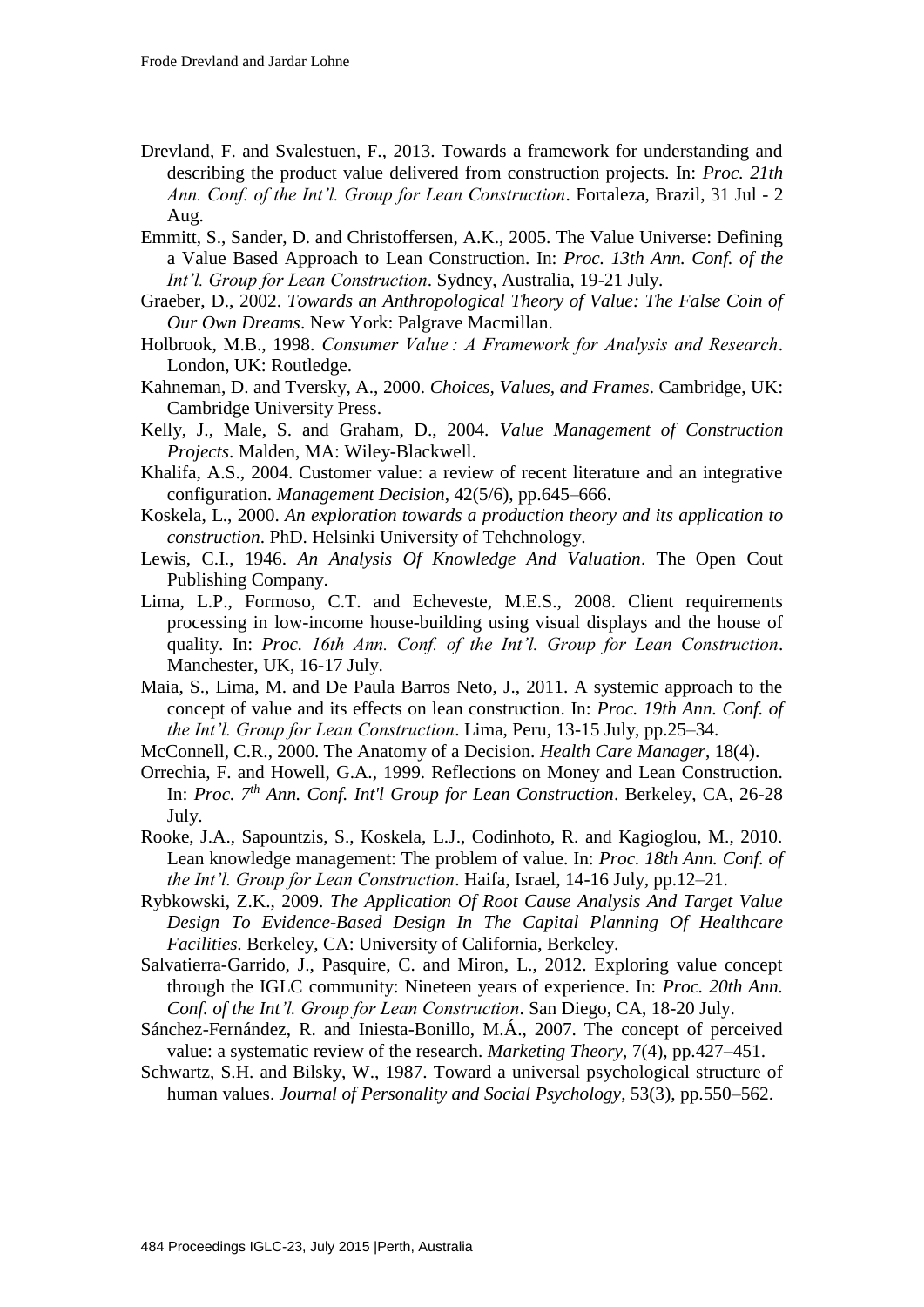Drevland, F. and Svalestuen, F., 2013. Towards a framework for understanding and describing the product value delivered from construction projects. In: *Proc. 21th Ann. Conf. of the Int'l. Group for Lean Construction*. Fortaleza, Brazil, 31 Jul - 2 Aug.

Emmitt, S., Sander, D. and Christoffersen, A.K., 2005. The Value Universe: Defining a Value Based Approach to Lean Construction. In: *Proc. 13th Ann. Conf. of the Int'l. Group for Lean Construction*. Sydney, Australia, 19-21 July.

Graeber, D., 2002. *Towards an Anthropological Theory of Value: The False Coin of Our Own Dreams*. New York: Palgrave Macmillan.

Holbrook, M.B., 1998. *Consumer Value : A Framework for Analysis and Research*. London, UK: Routledge.

Kahneman, D. and Tversky, A., 2000. *Choices, Values, and Frames*. Cambridge, UK: Cambridge University Press.

Kelly, J., Male, S. and Graham, D., 2004. *Value Management of Construction Projects*. Malden, MA: Wiley-Blackwell.

Khalifa, A.S., 2004. Customer value: a review of recent literature and an integrative configuration. *Management Decision*, 42(5/6), pp.645–666.

Koskela, L., 2000. *An exploration towards a production theory and its application to construction*. PhD. Helsinki University of Tehchnology.

Lewis, C.I., 1946. *An Analysis Of Knowledge And Valuation*. The Open Cout Publishing Company.

Lima, L.P., Formoso, C.T. and Echeveste, M.E.S., 2008. Client requirements processing in low-income house-building using visual displays and the house of quality. In: *Proc. 16th Ann. Conf. of the Int'l. Group for Lean Construction*. Manchester, UK, 16-17 July.

Maia, S., Lima, M. and De Paula Barros Neto, J., 2011. A systemic approach to the concept of value and its effects on lean construction. In: *Proc. 19th Ann. Conf. of the Int'l. Group for Lean Construction*. Lima, Peru, 13-15 July, pp.25–34.

McConnell, C.R., 2000. The Anatomy of a Decision. *Health Care Manager*, 18(4).

Orrechia, F. and Howell, G.A., 1999. Reflections on Money and Lean Construction. In: *Proc. 7th Ann. Conf. Int'l Group for Lean Construction*. Berkeley, CA, 26-28 July.

Rooke, J.A., Sapountzis, S., Koskela, L.J., Codinhoto, R. and Kagioglou, M., 2010. Lean knowledge management: The problem of value. In: *Proc. 18th Ann. Conf. of the Int'l. Group for Lean Construction*. Haifa, Israel, 14-16 July, pp.12–21.

Rybkowski, Z.K., 2009. *The Application Of Root Cause Analysis And Target Value Design To Evidence-Based Design In The Capital Planning Of Healthcare Facilities*. Berkeley, CA: University of California, Berkeley.

Salvatierra-Garrido, J., Pasquire, C. and Miron, L., 2012. Exploring value concept through the IGLC community: Nineteen years of experience. In: *Proc. 20th Ann. Conf. of the Int'l. Group for Lean Construction*. San Diego, CA, 18-20 July.

Sánchez-Fernández, R. and Iniesta-Bonillo, M.Á., 2007. The concept of perceived value: a systematic review of the research. *Marketing Theory*, 7(4), pp.427–451.

Schwartz, S.H. and Bilsky, W., 1987. Toward a universal psychological structure of human values. *Journal of Personality and Social Psychology*, 53(3), pp.550–562.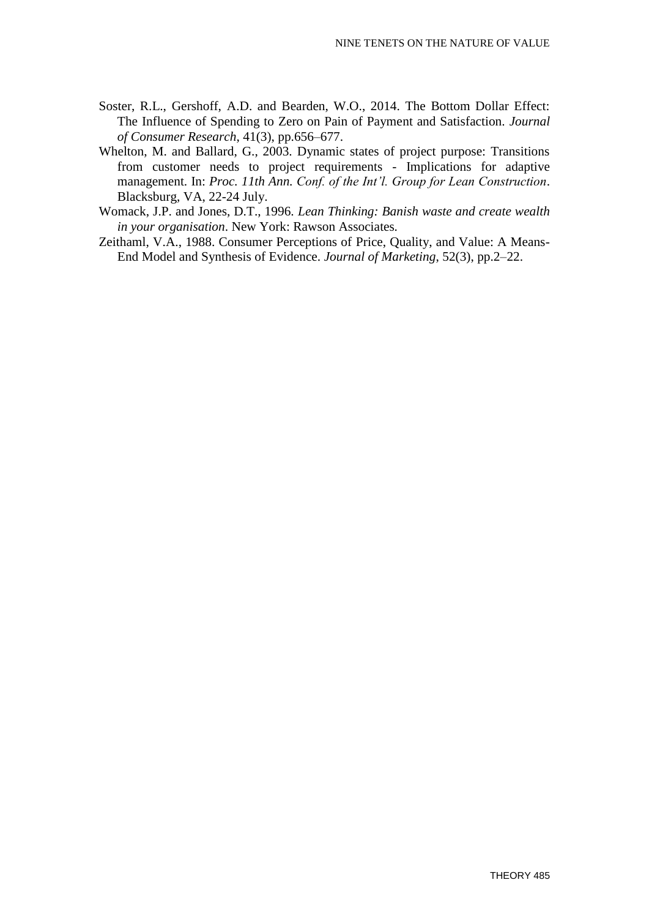Soster, R.L., Gershoff, A.D. and Bearden, W.O., 2014. The Bottom Dollar Effect: The Influence of Spending to Zero on Pain of Payment and Satisfaction. *Journal of Consumer Research*, 41(3), pp.656–677.

Whelton, M. and Ballard, G., 2003. Dynamic states of project purpose: Transitions from customer needs to project requirements - Implications for adaptive management. In: *Proc. 11th Ann. Conf. of the Int'l. Group for Lean Construction*. Blacksburg, VA, 22-24 July.

Womack, J.P. and Jones, D.T., 1996. *Lean Thinking: Banish waste and create wealth in your organisation*. New York: Rawson Associates.

Zeithaml, V.A., 1988. Consumer Perceptions of Price, Quality, and Value: A Means-End Model and Synthesis of Evidence. *Journal of Marketing*, 52(3), pp.2–22.